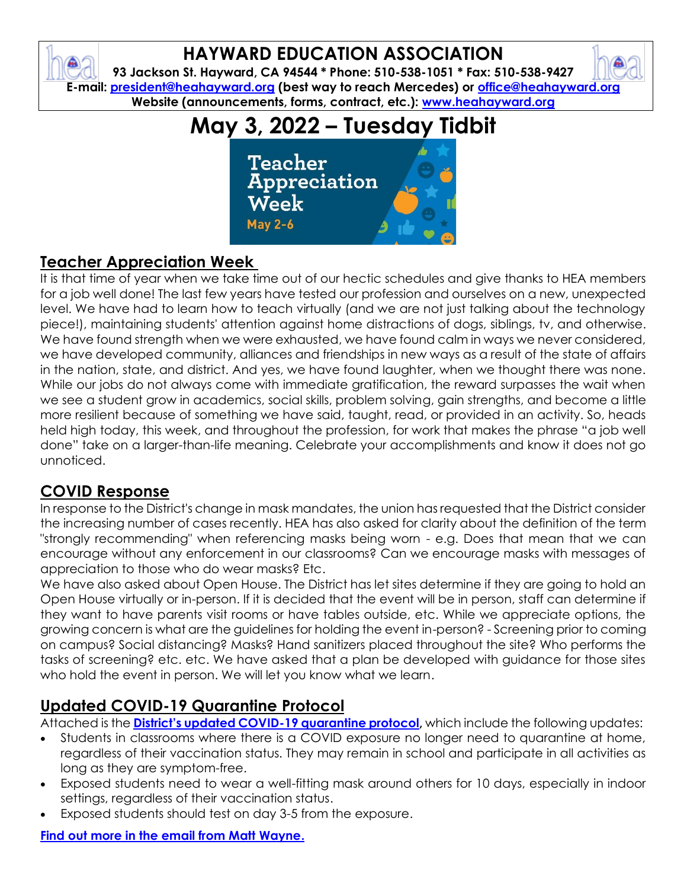# HAYWARD EDUCATION ASSOCIATION

**93 Jackson St. Hayward, CA 94544 * Phone: 510-538-1051 * Fax: 510-538-9427**
**E-mail: [president@heahayward.org](mailto:president@heahayward.org) (best way to reach Mercedes) or [office@heahayward.org](mailto:office@heahayward.org)**
**Website (announcements, forms, contract, etc.): [www.heahayward.org](http://www.heahayward.org)**

# May 3, 2022 – Tuesday Tidbit

Teacher Appreciation Week
May 2-6

## Teacher Appreciation Week

It is that time of year when we take time out of our hectic schedules and give thanks to HEA members for a job well done! The last few years have tested our profession and ourselves on a new, unexpected level. We have had to learn how to teach virtually (and we are not just talking about the technology piece!), maintaining students' attention against home distractions of dogs, siblings, tv, and otherwise. We have found strength when we were exhausted, we have found calm in ways we never considered, we have developed community, alliances and friendships in new ways as a result of the state of affairs in the nation, state, and district. And yes, we have found laughter, when we thought there was none. While our jobs do not always come with immediate gratification, the reward surpasses the wait when we see a student grow in academics, social skills, problem solving, gain strengths, and become a little more resilient because of something we have said, taught, read, or provided in an activity. So, heads held high today, this week, and throughout the profession, for work that makes the phrase "a job well done" take on a larger-than-life meaning. Celebrate your accomplishments and know it does not go unnoticed.

## COVID Response

In response to the District's change in mask mandates, the union has requested that the District consider the increasing number of cases recently. HEA has also asked for clarity about the definition of the term "strongly recommending" when referencing masks being worn - e.g. Does that mean that we can encourage without any enforcement in our classrooms? Can we encourage masks with messages of appreciation to those who do wear masks? Etc.

We have also asked about Open House. The District has let sites determine if they are going to hold an Open House virtually or in-person. If it is decided that the event will be in person, staff can determine if they want to have parents visit rooms or have tables outside, etc. While we appreciate options, the growing concern is what are the guidelines for holding the event in-person? - Screening prior to coming on campus? Social distancing? Masks? Hand sanitizers placed throughout the site? Who performs the tasks of screening? etc. etc. We have asked that a plan be developed with guidance for those sites who hold the event in person. We will let you know what we learn.

## Updated COVID-19 Quarantine Protocol

Attached is the **District's updated COVID-19 quarantine protocol**, which include the following updates:

- Students in classrooms where there is a COVID exposure no longer need to quarantine at home, regardless of their vaccination status. They may remain in school and participate in all activities as long as they are symptom-free.
- Exposed students need to wear a well-fitting mask around others for 10 days, especially in indoor settings, regardless of their vaccination status.
- Exposed students should test on day 3-5 from the exposure.

**Find out more in the email from Matt Wayne.**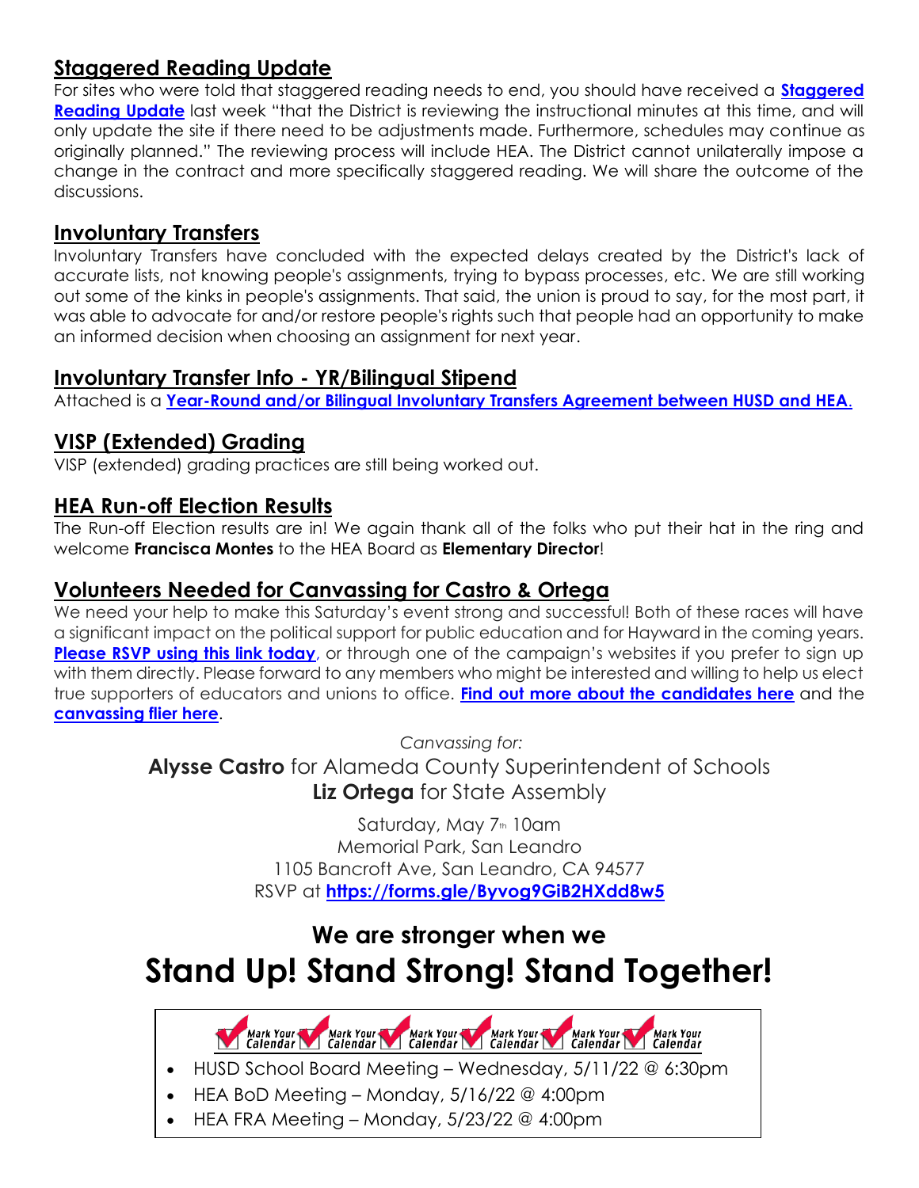## Staggered Reading Update

For sites who were told that staggered reading needs to end, you should have received a **Staggered Reading Update** last week "that the District is reviewing the instructional minutes at this time, and will only update the site if there need to be adjustments made. Furthermore, schedules may continue as originally planned." The reviewing process will include HEA. The District cannot unilaterally impose a change in the contract and more specifically staggered reading. We will share the outcome of the discussions.

## Involuntary Transfers

Involuntary Transfers have concluded with the expected delays created by the District's lack of accurate lists, not knowing people's assignments, trying to bypass processes, etc. We are still working out some of the kinks in people's assignments. That said, the union is proud to say, for the most part, it was able to advocate for and/or restore people's rights such that people had an opportunity to make an informed decision when choosing an assignment for next year.

## Involuntary Transfer Info - YR/Bilingual Stipend

Attached is a **Year-Round and/or Bilingual Involuntary Transfers Agreement between HUSD and HEA**.

## VISP (Extended) Grading

VISP (extended) grading practices are still being worked out.

## HEA Run-off Election Results

The Run-off Election results are in! We again thank all of the folks who put their hat in the ring and welcome **Francisca Montes** to the HEA Board as **Elementary Director**!

## Volunteers Needed for Canvassing for Castro & Ortega

We need your help to make this Saturday's event strong and successful! Both of these races will have a significant impact on the political support for public education and for Hayward in the coming years. **Please RSVP using this link today**, or through one of the campaign's websites if you prefer to sign up with them directly. Please forward to any members who might be interested and willing to help us elect true supporters of educators and unions to office. **Find out more about the candidates here** and the **canvassing flier here**.

*Canvassing for:*

**Alysse Castro** for Alameda County Superintendent of Schools
**Liz Ortega** for State Assembly

Saturday, May 7th 10am
Memorial Park, San Leandro
1105 Bancroft Ave, San Leandro, CA 94577
RSVP at **https://forms.gle/Byvog9GiB2HXdd8w5**

## We are stronger when we

# Stand Up! Stand Strong! Stand Together!

Mark Your Calendar

- HUSD School Board Meeting – Wednesday, 5/11/22 @ 6:30pm
- HEA BoD Meeting – Monday, 5/16/22 @ 4:00pm
- HEA FRA Meeting – Monday, 5/23/22 @ 4:00pm